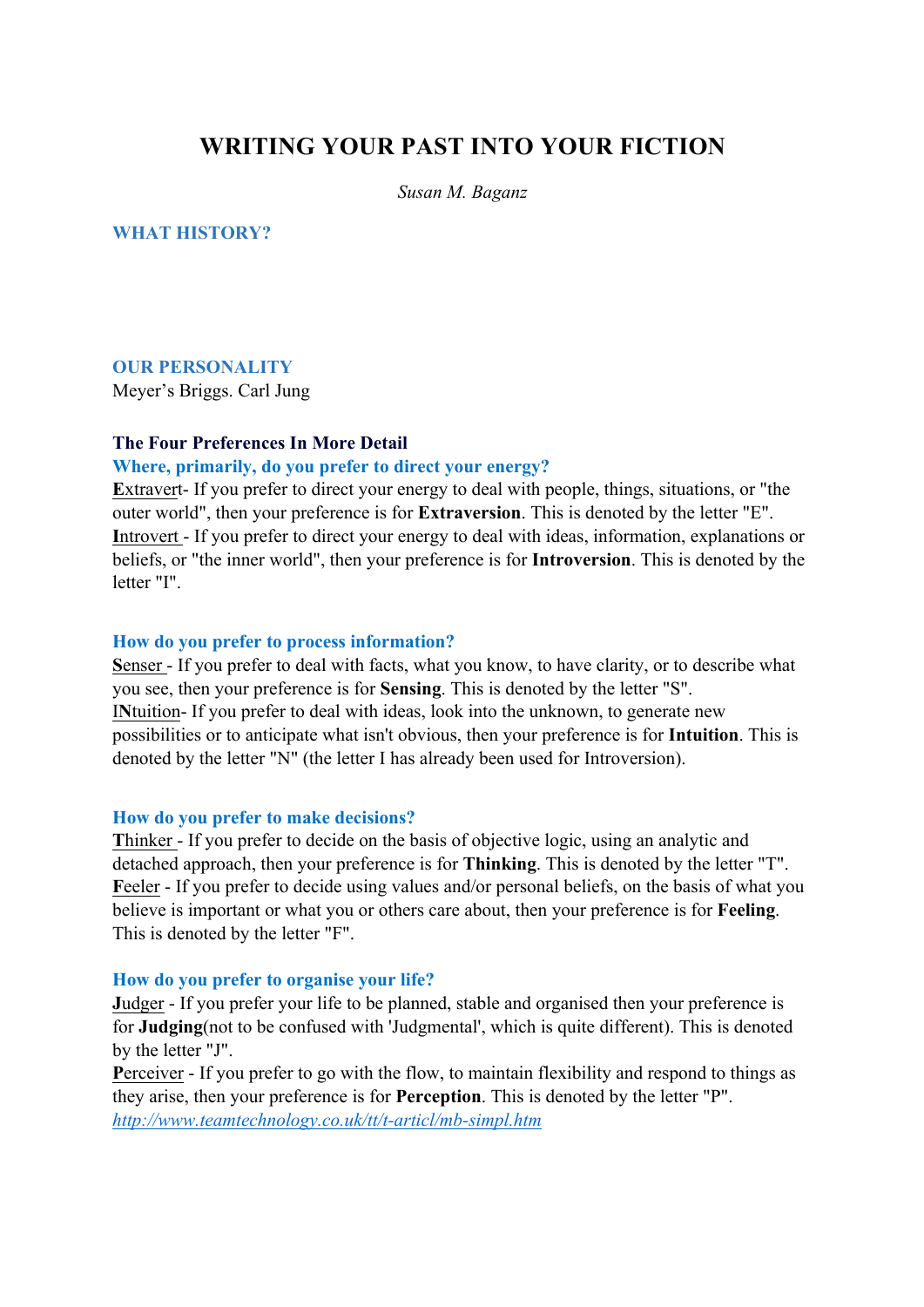# WRITING YOUR PAST INTO YOUR FICTION

*Susan M. Baganz*

## WHAT HISTORY?

## OUR PERSONALITY

Meyer's Briggs. Carl Jung

### The Four Preferences In More Detail

#### Where, primarily, do you prefer to direct your energy?

Extravert- If you prefer to direct your energy to deal with people, things, situations, or "the outer world", then your preference is for **Extraversion**. This is denoted by the letter "E".

Introvert - If you prefer to direct your energy to deal with ideas, information, explanations or beliefs, or "the inner world", then your preference is for **Introversion**. This is denoted by the letter "I".

#### How do you prefer to process information?

Senser - If you prefer to deal with facts, what you know, to have clarity, or to describe what you see, then your preference is for **Sensing**. This is denoted by the letter "S".

INtuition- If you prefer to deal with ideas, look into the unknown, to generate new possibilities or to anticipate what isn't obvious, then your preference is for **Intuition**. This is denoted by the letter "N" (the letter I has already been used for Introversion).

#### How do you prefer to make decisions?

Thinker - If you prefer to decide on the basis of objective logic, using an analytic and detached approach, then your preference is for **Thinking**. This is denoted by the letter "T".

Feeler - If you prefer to decide using values and/or personal beliefs, on the basis of what you believe is important or what you or others care about, then your preference is for **Feeling**. This is denoted by the letter "F".

#### How do you prefer to organise your life?

Judger - If you prefer your life to be planned, stable and organised then your preference is for **Judging**(not to be confused with 'Judgmental', which is quite different). This is denoted by the letter "J".

Perceiver - If you prefer to go with the flow, to maintain flexibility and respond to things as they arise, then your preference is for **Perception**. This is denoted by the letter "P".

*http://www.teamtechnology.co.uk/tt/t-articl/mb-simpl.htm*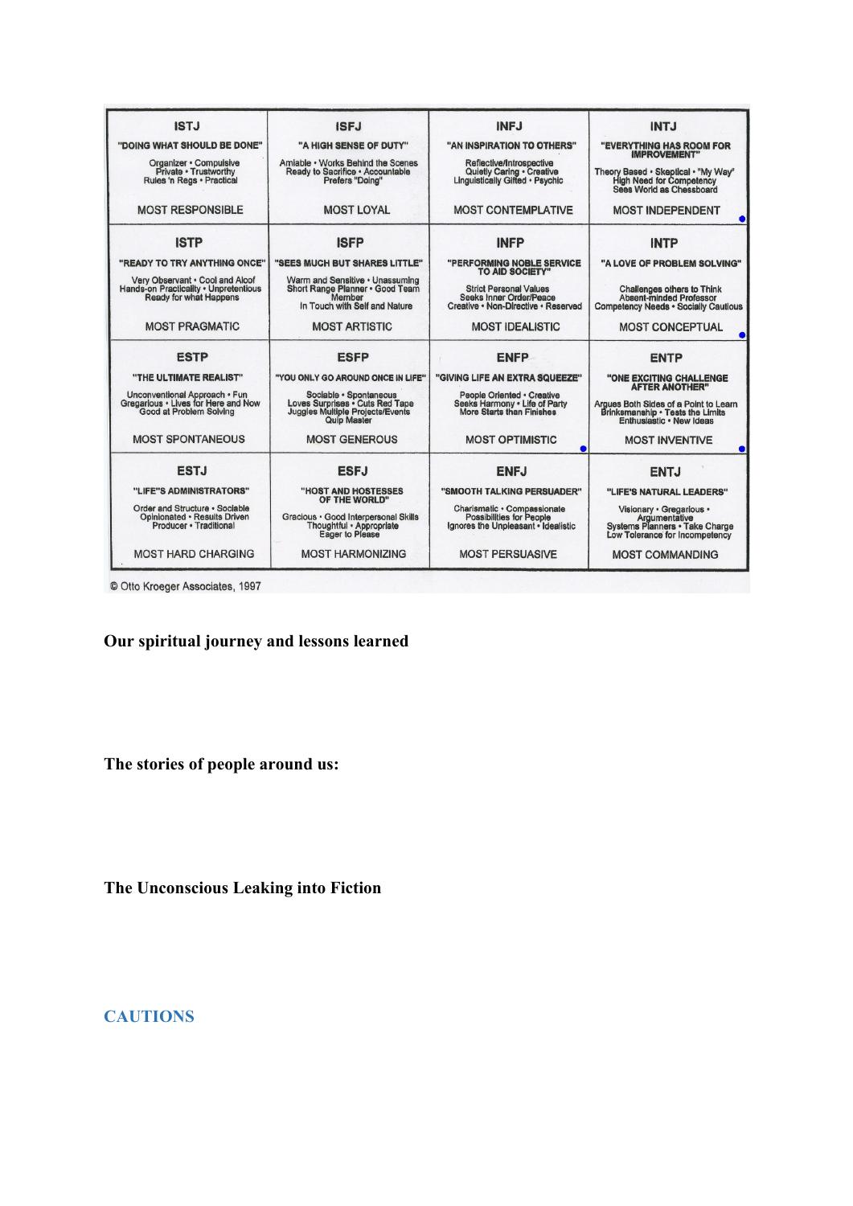| ISTJ | ISFJ | INFJ | INTJ |
| --- | --- | --- | --- |
| "DOING WHAT SHOULD BE DONE" | "A HIGH SENSE OF DUTY" | "AN INSPIRATION TO OTHERS" | "EVERYTHING HAS ROOM FOR IMPROVEMENT" |
| Organizer • Compulsive Private • Trustworthy Rules 'n Regs • Practical | Amiable • Works Behind the Scenes Ready to Sacrifice • Accountable Prefers "Doing" | Reflective/Introspective Quietly Caring • Creative Linguistically Gifted • Psychic | Theory Based • Skeptical • "My Way" High Need for Competency Sees World as Chessboard |
| MOST RESPONSIBLE | MOST LOYAL | MOST CONTEMPLATIVE | MOST INDEPENDENT |
| **ISTP** | **ISFP** | **INFP** | **INTP** |
| "READY TO TRY ANYTHING ONCE" | "SEES MUCH BUT SHARES LITTLE" | "PERFORMING NOBLE SERVICE TO AID SOCIETY" | "A LOVE OF PROBLEM SOLVING" |
| Very Observant • Cool and Aloof Hands-on Practicality • Unpretentious Ready for what Happens | Warm and Sensitive • Unassuming Short Range Planner • Good Team Member In Touch with Self and Nature | Strict Personal Values Seeks Inner Order/Peace Creative • Non-Directive • Reserved | Challenges others to Think Absent-minded Professor Competency Needs • Socially Cautious |
| MOST PRAGMATIC | MOST ARTISTIC | MOST IDEALISTIC | MOST CONCEPTUAL |
| **ESTP** | **ESFP** | **ENFP** | **ENTP** |
| "THE ULTIMATE REALIST" | "YOU ONLY GO AROUND ONCE IN LIFE" | "GIVING LIFE AN EXTRA SQUEEZE" | "ONE EXCITING CHALLENGE AFTER ANOTHER" |
| Unconventional Approach • Fun Gregarious • Lives for Here and Now Good at Problem Solving | Sociable • Spontaneous Loves Surprises • Cuts Red Tape Juggles Multiple Projects/Events Quip Master | People Oriented • Creative Seeks Harmony • Life of Party More Starts than Finishes | Argues Both Sides of a Point to Learn Brinkmanship • Tests the Limits Enthusiastic • New Ideas |
| MOST SPONTANEOUS | MOST GENEROUS | MOST OPTIMISTIC | MOST INVENTIVE |
| **ESTJ** | **ESFJ** | **ENFJ** | **ENTJ** |
| "LIFE"S ADMINISTRATORS" | "HOST AND HOSTESSES OF THE WORLD" | "SMOOTH TALKING PERSUADER" | "LIFE'S NATURAL LEADERS" |
| Order and Structure • Sociable Opinionated • Results Driven Producer • Traditional | Gracious • Good Interpersonal Skills Thoughtful • Appropriate Eager to Please | Charismatic • Compassionate Possibilities for People Ignores the Unpleasant • Idealistic | Visionary • Gregarious • Argumentative Systems Planners • Take Charge Low Tolerance for Incompetency |
| MOST HARD CHARGING | MOST HARMONIZING | MOST PERSUASIVE | MOST COMMANDING |

© Otto Kroeger Associates, 1997

**Our spiritual journey and lessons learned**

**The stories of people around us:**

**The Unconscious Leaking into Fiction**

## CAUTIONS